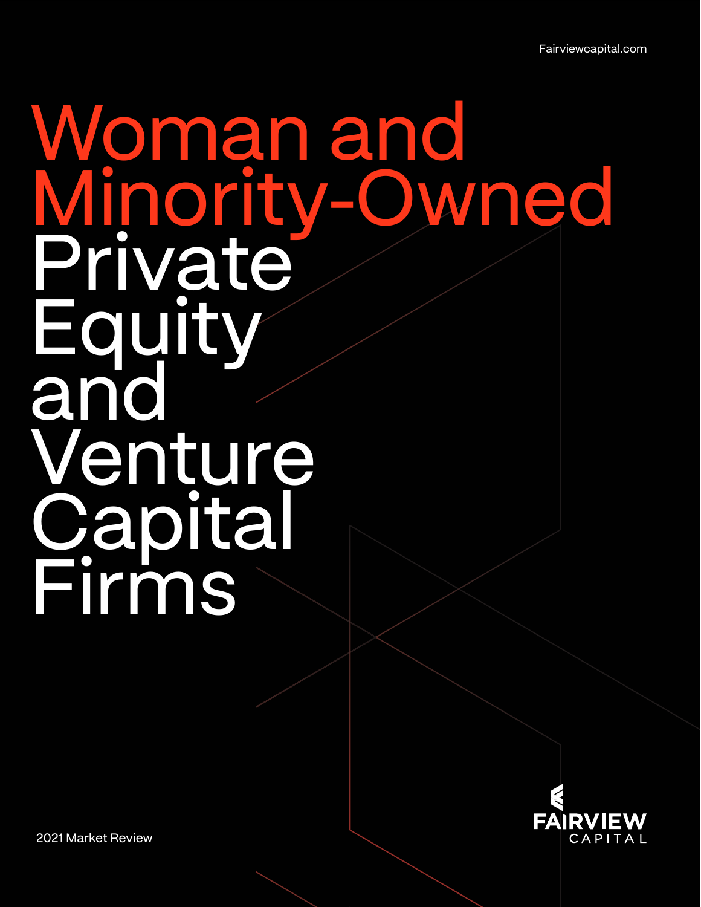Fairviewcapital.com

# Woman and Minority-Owned Private Equity and Venture Capital Firms

2021 Market Review

FAIRVIEW CAPITAL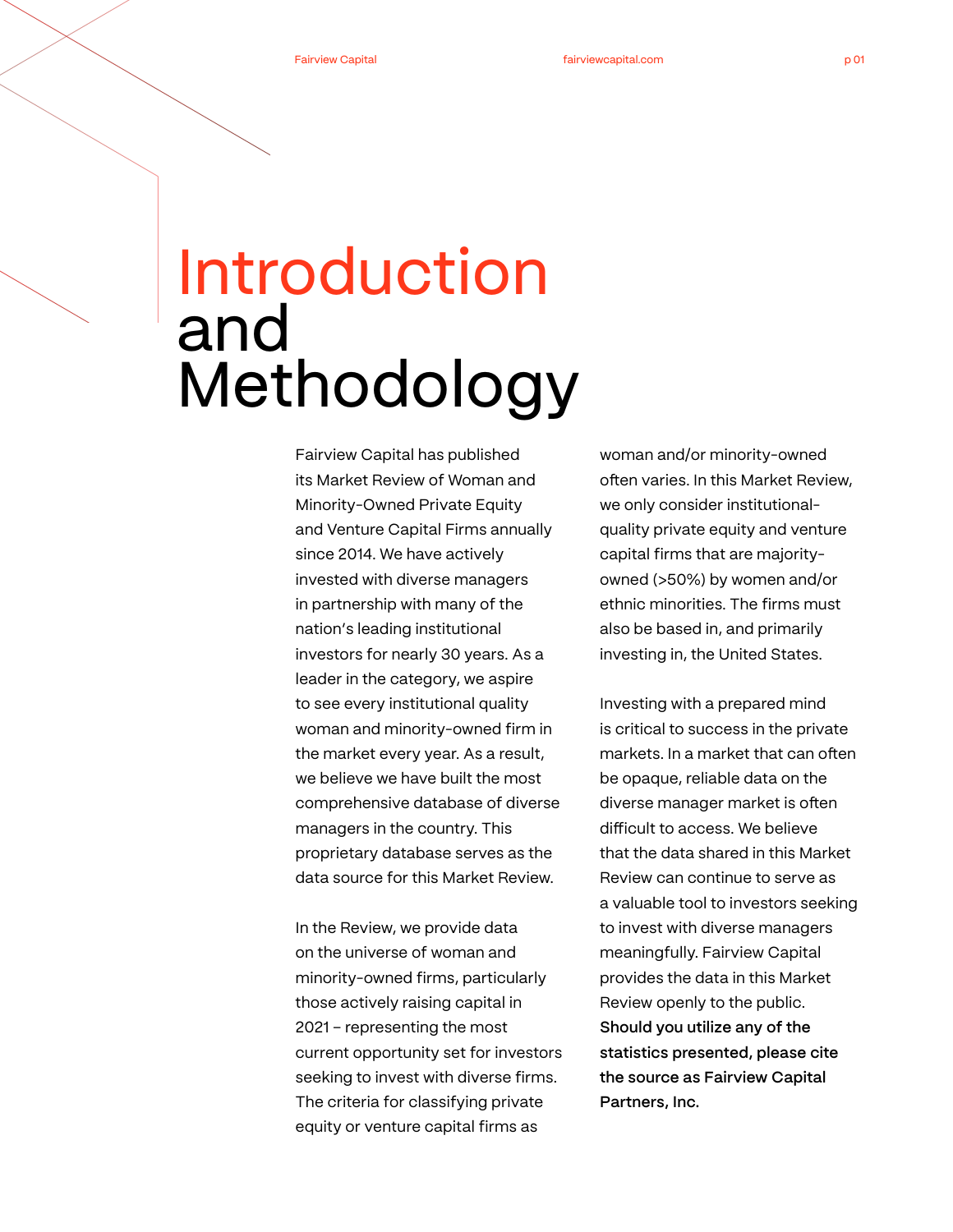# Introduction and Methodology

Fairview Capital has published its Market Review of Woman and Minority-Owned Private Equity and Venture Capital Firms annually since 2014. We have actively invested with diverse managers in partnership with many of the nation's leading institutional investors for nearly 30 years. As a leader in the category, we aspire to see every institutional quality woman and minority-owned firm in the market every year. As a result, we believe we have built the most comprehensive database of diverse managers in the country. This proprietary database serves as the data source for this Market Review.

In the Review, we provide data on the universe of woman and minority-owned firms, particularly those actively raising capital in 2021 – representing the most current opportunity set for investors seeking to invest with diverse firms. The criteria for classifying private equity or venture capital firms as woman and/or minority-owned often varies. In this Market Review, we only consider institutional-quality private equity and venture capital firms that are majority-owned (>50%) by women and/or ethnic minorities. The firms must also be based in, and primarily investing in, the United States.

Investing with a prepared mind is critical to success in the private markets. In a market that can often be opaque, reliable data on the diverse manager market is often difficult to access. We believe that the data shared in this Market Review can continue to serve as a valuable tool to investors seeking to invest with diverse managers meaningfully. Fairview Capital provides the data in this Market Review openly to the public. **Should you utilize any of the statistics presented, please cite the source as Fairview Capital Partners, Inc.**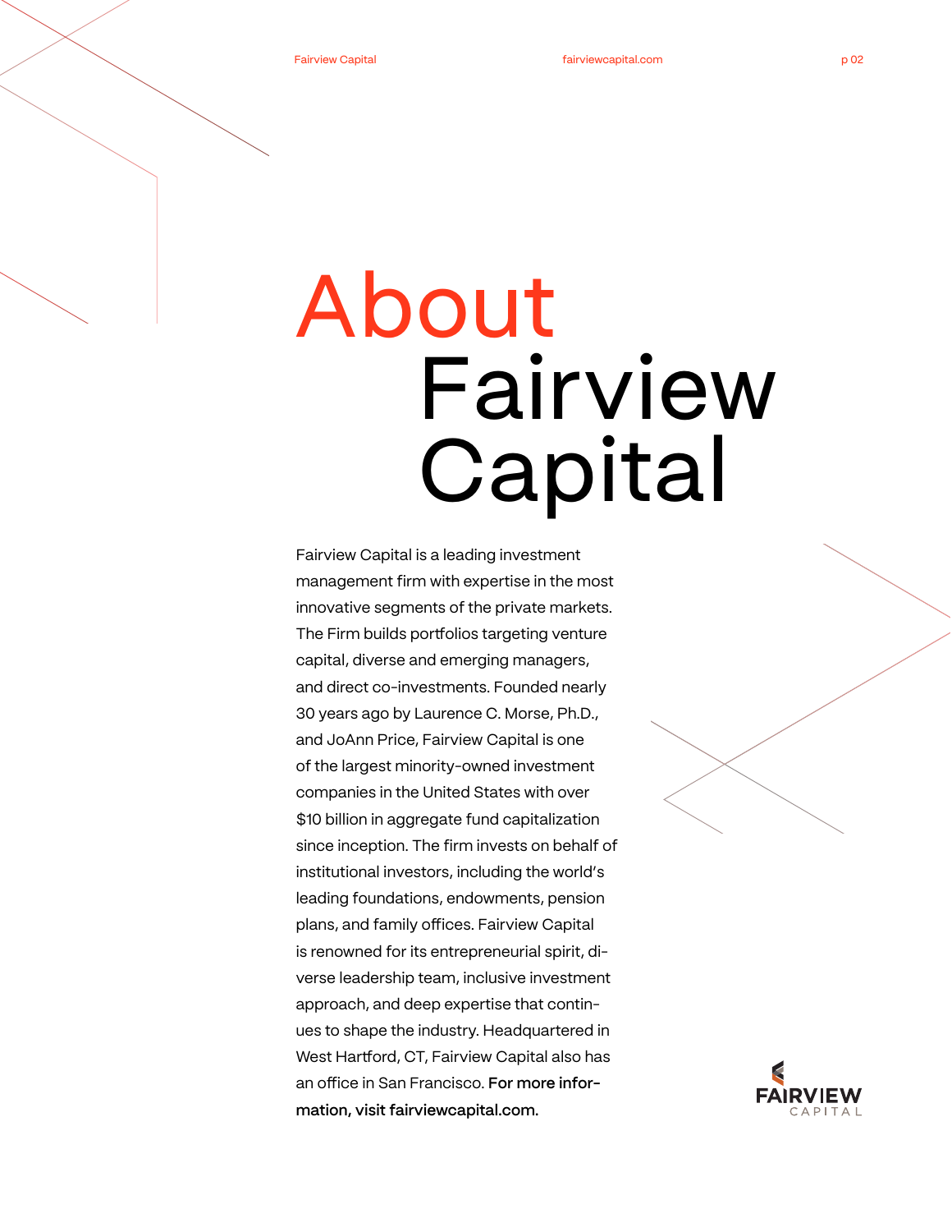# About Fairview Capital

Fairview Capital is a leading investment management firm with expertise in the most innovative segments of the private markets. The Firm builds portfolios targeting venture capital, diverse and emerging managers, and direct co-investments. Founded nearly 30 years ago by Laurence C. Morse, Ph.D., and JoAnn Price, Fairview Capital is one of the largest minority-owned investment companies in the United States with over $10 billion in aggregate fund capitalization since inception. The firm invests on behalf of institutional investors, including the world's leading foundations, endowments, pension plans, and family offices. Fairview Capital is renowned for its entrepreneurial spirit, diverse leadership team, inclusive investment approach, and deep expertise that continues to shape the industry. Headquartered in West Hartford, CT, Fairview Capital also has an office in San Francisco. **For more information, visit fairviewcapital.com.**

FAIRVIEW CAPITAL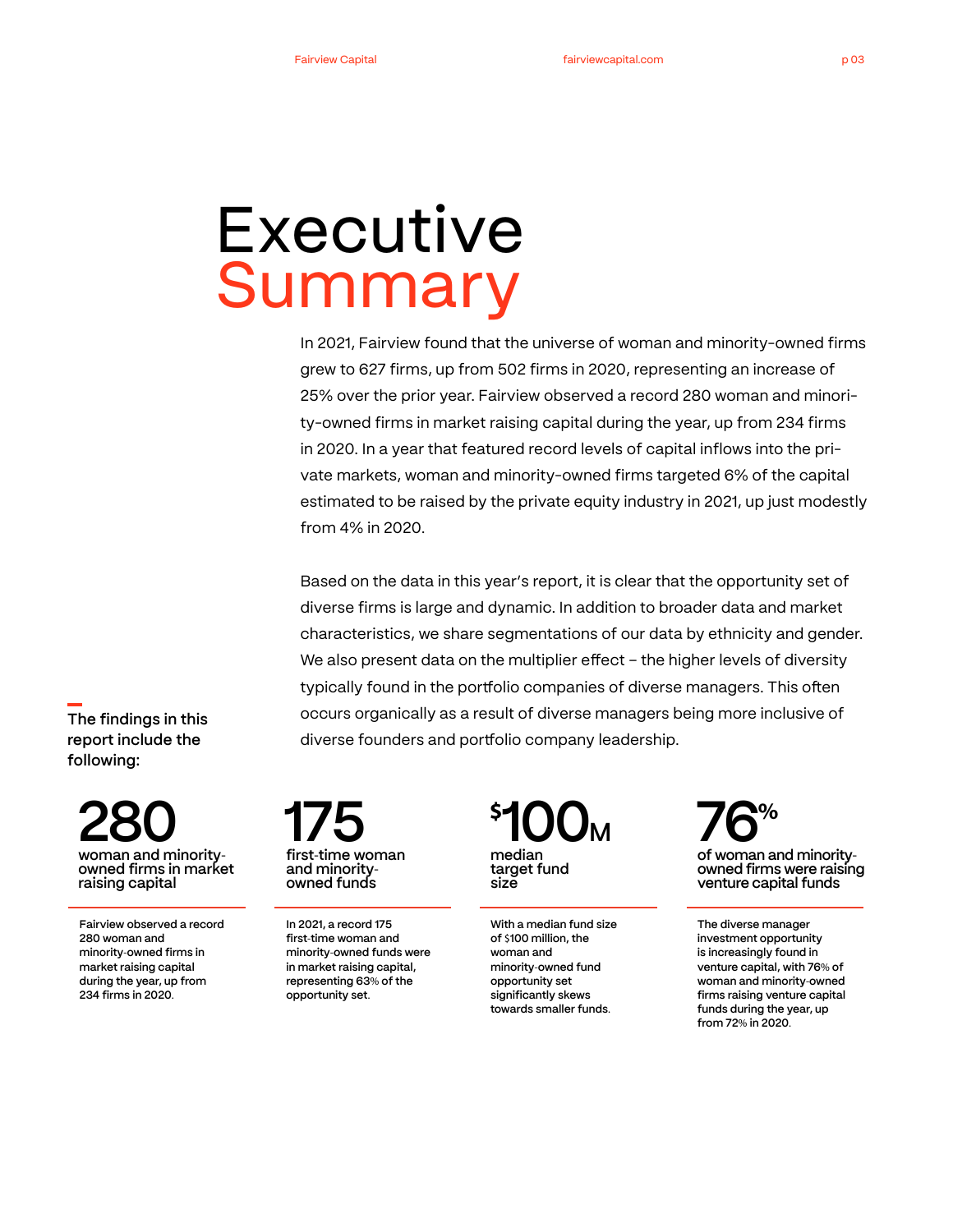# Executive Summary

In 2021, Fairview found that the universe of woman and minority-owned firms grew to 627 firms, up from 502 firms in 2020, representing an increase of 25% over the prior year. Fairview observed a record 280 woman and minority-owned firms in market raising capital during the year, up from 234 firms in 2020. In a year that featured record levels of capital inflows into the private markets, woman and minority-owned firms targeted 6% of the capital estimated to be raised by the private equity industry in 2021, up just modestly from 4% in 2020.

Based on the data in this year's report, it is clear that the opportunity set of diverse firms is large and dynamic. In addition to broader data and market characteristics, we share segmentations of our data by ethnicity and gender. We also present data on the multiplier effect – the higher levels of diversity typically found in the portfolio companies of diverse managers. This often occurs organically as a result of diverse managers being more inclusive of diverse founders and portfolio company leadership.

**The findings in this report include the following:**

**280**
woman and minority-owned firms in market raising capital

Fairview observed a record 280 woman and minority-owned firms in market raising capital during the year, up from 234 firms in 2020.

**175**
first-time woman and minority-owned funds

In 2021, a record 175 first-time woman and minority-owned funds were in market raising capital, representing 63% of the opportunity set.

**$100M**
median target fund size

With a median fund size of $100 million, the woman and minority-owned fund opportunity set significantly skews towards smaller funds.

**76%**
of woman and minority-owned firms were raising venture capital funds

The diverse manager investment opportunity is increasingly found in venture capital, with 76% of woman and minority-owned firms raising venture capital funds during the year, up from 72% in 2020.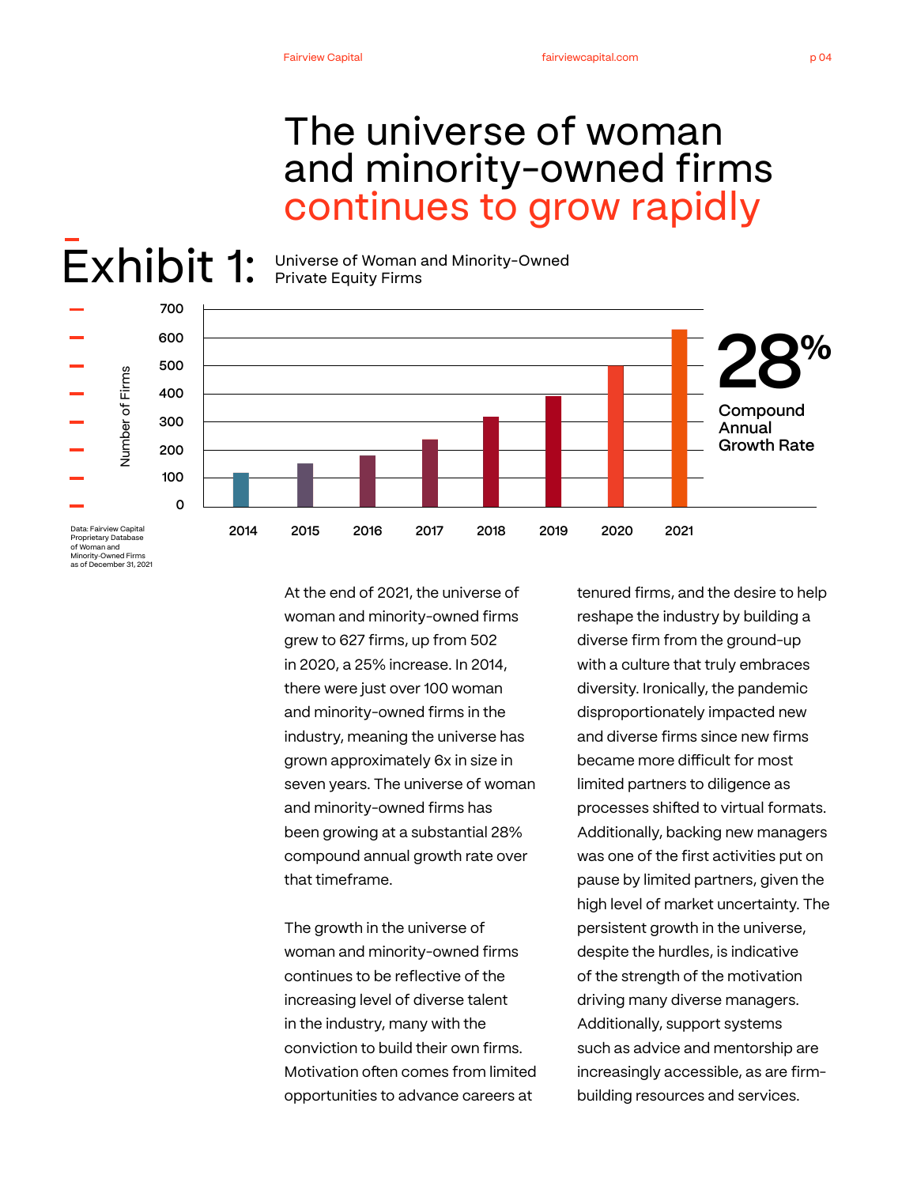# The universe of woman and minority-owned firms continues to grow rapidly

## Exhibit 1: Universe of Woman and Minority-Owned Private Equity Firms

Number of Firms

700
600
500
400
300
200
100
0

2014 2015 2016 2017 2018 2019 2020 2021

**28%** Compound Annual Growth Rate

Data: Fairview Capital Proprietary Database of Woman and Minority-Owned Firms as of December 31, 2021

At the end of 2021, the universe of woman and minority-owned firms grew to 627 firms, up from 502 in 2020, a 25% increase. In 2014, there were just over 100 woman and minority-owned firms in the industry, meaning the universe has grown approximately 6x in size in seven years. The universe of woman and minority-owned firms has been growing at a substantial 28% compound annual growth rate over that timeframe.

The growth in the universe of woman and minority-owned firms continues to be reflective of the increasing level of diverse talent in the industry, many with the conviction to build their own firms. Motivation often comes from limited opportunities to advance careers at tenured firms, and the desire to help reshape the industry by building a diverse firm from the ground-up with a culture that truly embraces diversity. Ironically, the pandemic disproportionately impacted new and diverse firms since new firms became more difficult for most limited partners to diligence as processes shifted to virtual formats. Additionally, backing new managers was one of the first activities put on pause by limited partners, given the high level of market uncertainty. The persistent growth in the universe, despite the hurdles, is indicative of the strength of the motivation driving many diverse managers. Additionally, support systems such as advice and mentorship are increasingly accessible, as are firm-building resources and services.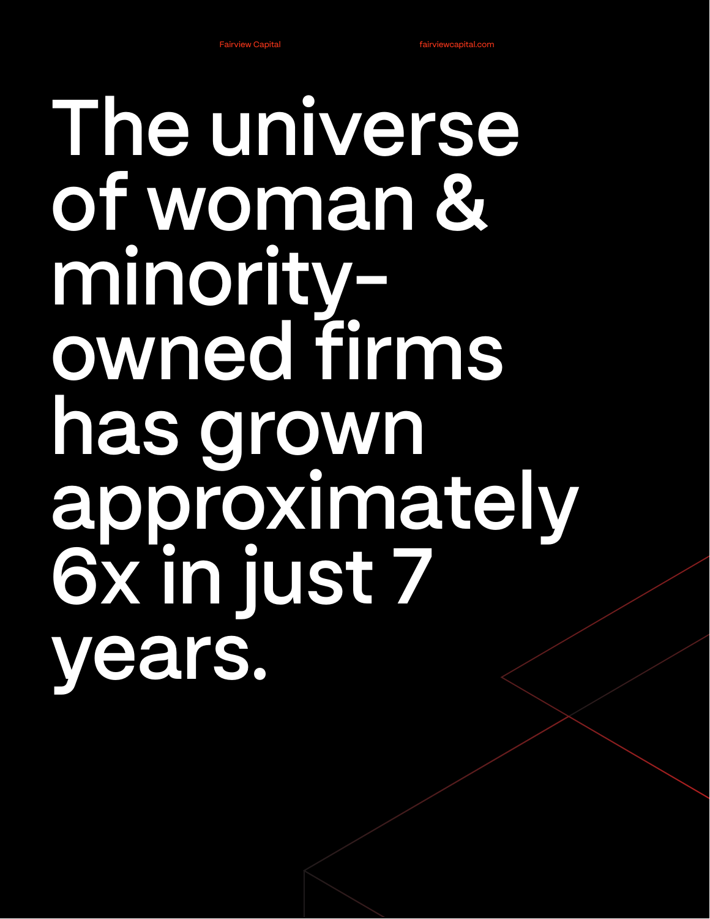# The universe of woman & minority-owned firms has grown approximately 6x in just 7 years.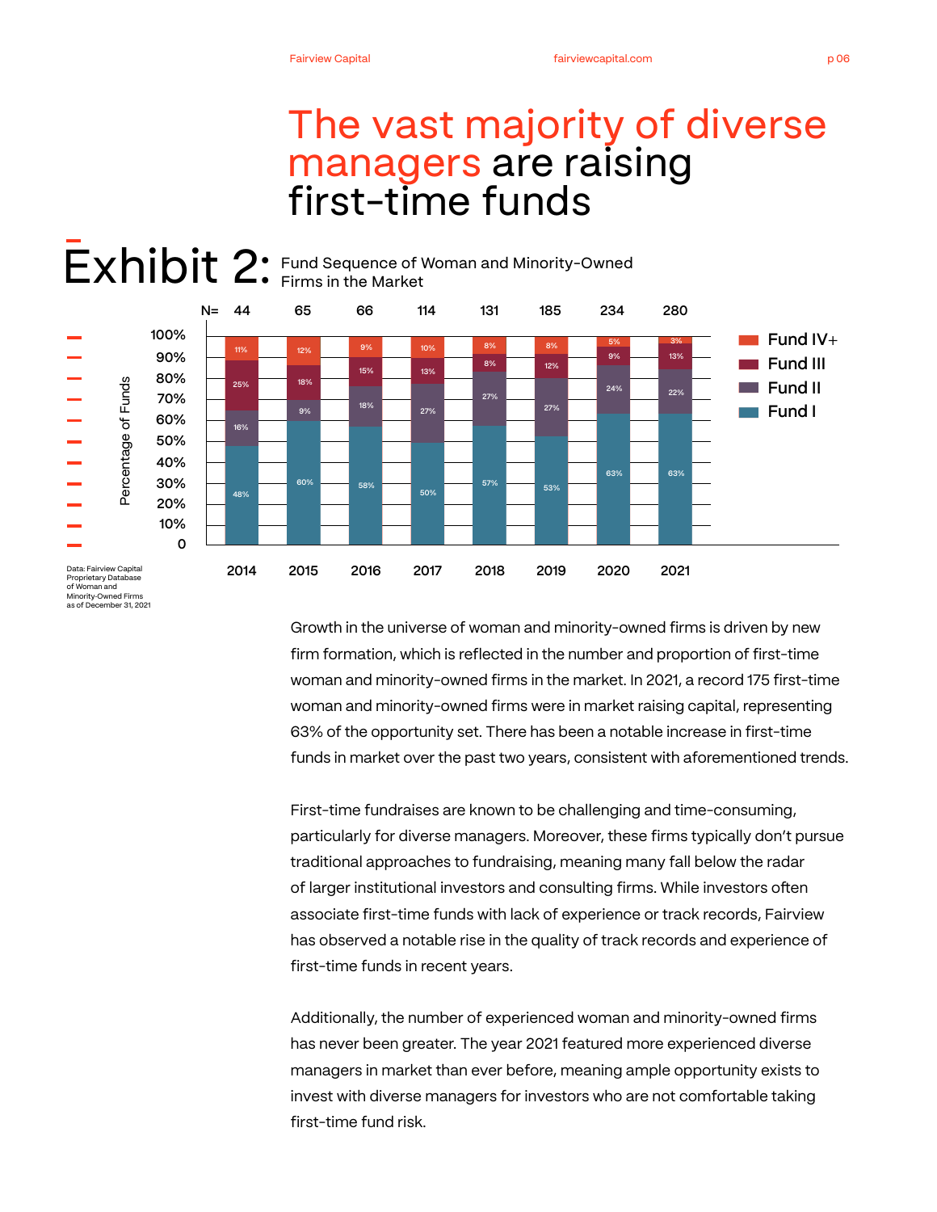# The vast majority of diverse managers are raising first-time funds

## Exhibit 2: Fund Sequence of Woman and Minority-Owned Firms in the Market

| Year | N= | Fund I | Fund II | Fund III | Fund IV+ |
|---|---|---|---|---|---|
| 2014 | 44 | 48% | 16% | 25% | 11% |
| 2015 | 65 | 60% | 9% | 18% | 12% |
| 2016 | 66 | 58% | 18% | 15% | 9% |
| 2017 | 114 | 50% | 27% | 13% | 10% |
| 2018 | 131 | 57% | 27% | 8% | 8% |
| 2019 | 185 | 53% | 27% | 12% | 8% |
| 2020 | 234 | 63% | 24% | 9% | 5% |
| 2021 | 280 | 63% | 22% | 13% | 3% |

Data: Fairview Capital Proprietary Database of Woman and Minority-Owned Firms as of December 31, 2021

Growth in the universe of woman and minority-owned firms is driven by new firm formation, which is reflected in the number and proportion of first-time woman and minority-owned firms in the market. In 2021, a record 175 first-time woman and minority-owned firms were in market raising capital, representing 63% of the opportunity set. There has been a notable increase in first-time funds in market over the past two years, consistent with aforementioned trends.

First-time fundraises are known to be challenging and time-consuming, particularly for diverse managers. Moreover, these firms typically don't pursue traditional approaches to fundraising, meaning many fall below the radar of larger institutional investors and consulting firms. While investors often associate first-time funds with lack of experience or track records, Fairview has observed a notable rise in the quality of track records and experience of first-time funds in recent years.

Additionally, the number of experienced woman and minority-owned firms has never been greater. The year 2021 featured more experienced diverse managers in market than ever before, meaning ample opportunity exists to invest with diverse managers for investors who are not comfortable taking first-time fund risk.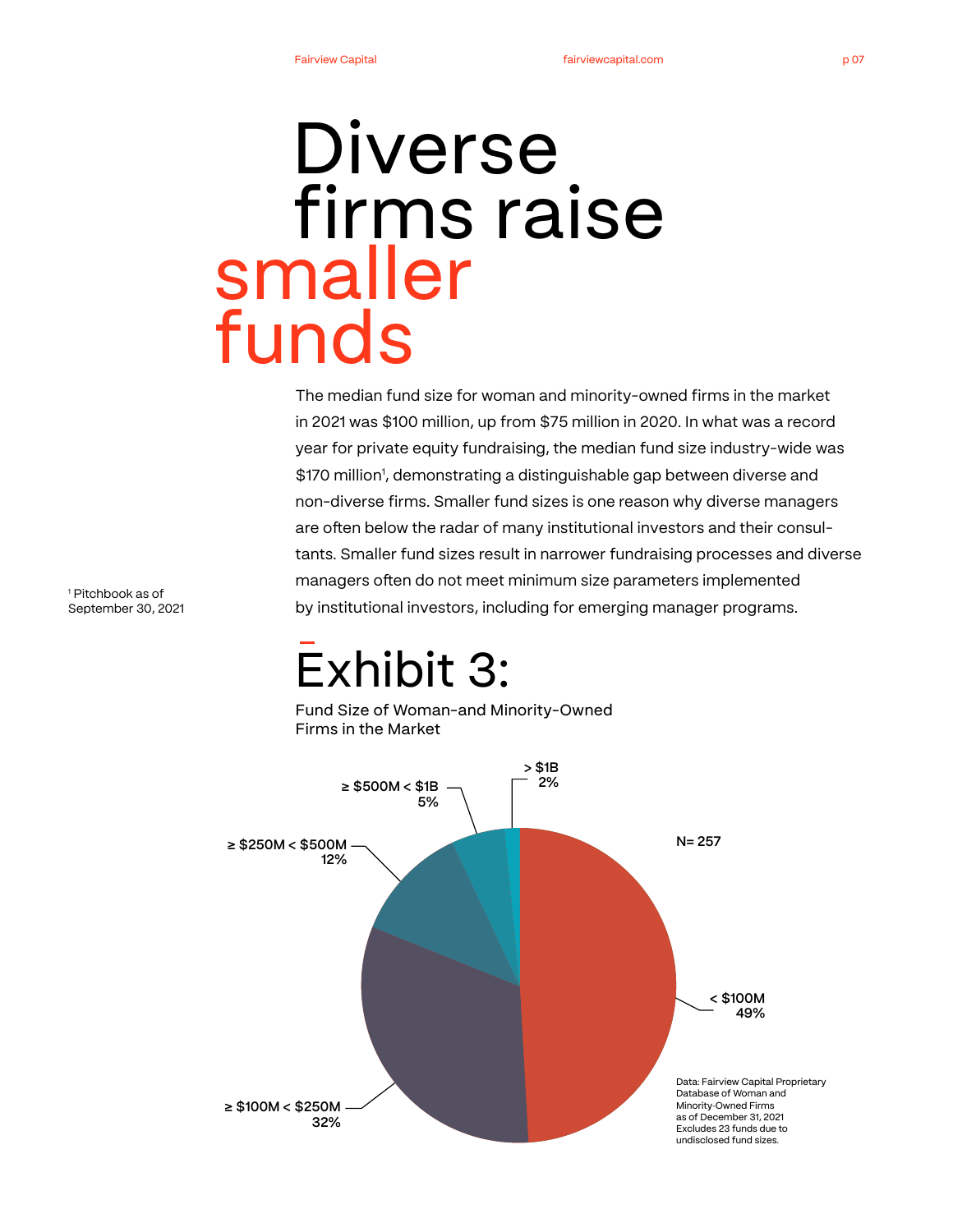# Diverse firms raise smaller funds

The median fund size for woman and minority-owned firms in the market in 2021 was $100 million, up from $75 million in 2020. In what was a record year for private equity fundraising, the median fund size industry-wide was $170 million[1], demonstrating a distinguishable gap between diverse and non-diverse firms. Smaller fund sizes is one reason why diverse managers are often below the radar of many institutional investors and their consultants. Smaller fund sizes result in narrower fundraising processes and diverse managers often do not meet minimum size parameters implemented by institutional investors, including for emerging manager programs.

[1] Pitchbook as of September 30, 2021

## Exhibit 3:

Fund Size of Woman-and Minority-Owned Firms in the Market

N= 257

| Fund Size | Share |
|---|---|
| < $100M | 49% |
| ≥ $100M < $250M | 32% |
| ≥ $250M < $500M | 12% |
| ≥ $500M < $1B | 5% |
| > $1B | 2% |

Data: Fairview Capital Proprietary Database of Woman and Minority-Owned Firms as of December 31, 2021 Excludes 23 funds due to undisclosed fund sizes.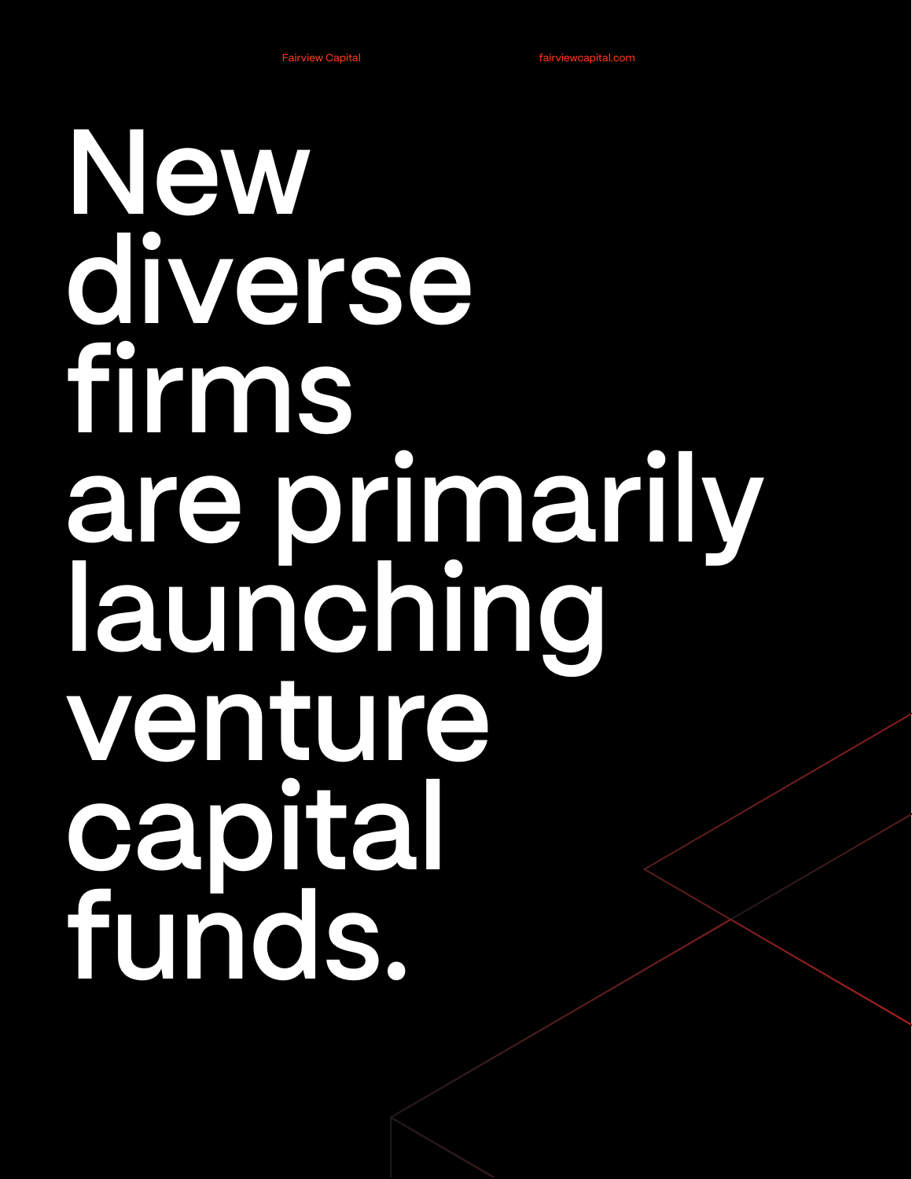# New diverse firms are primarily launching venture capital funds.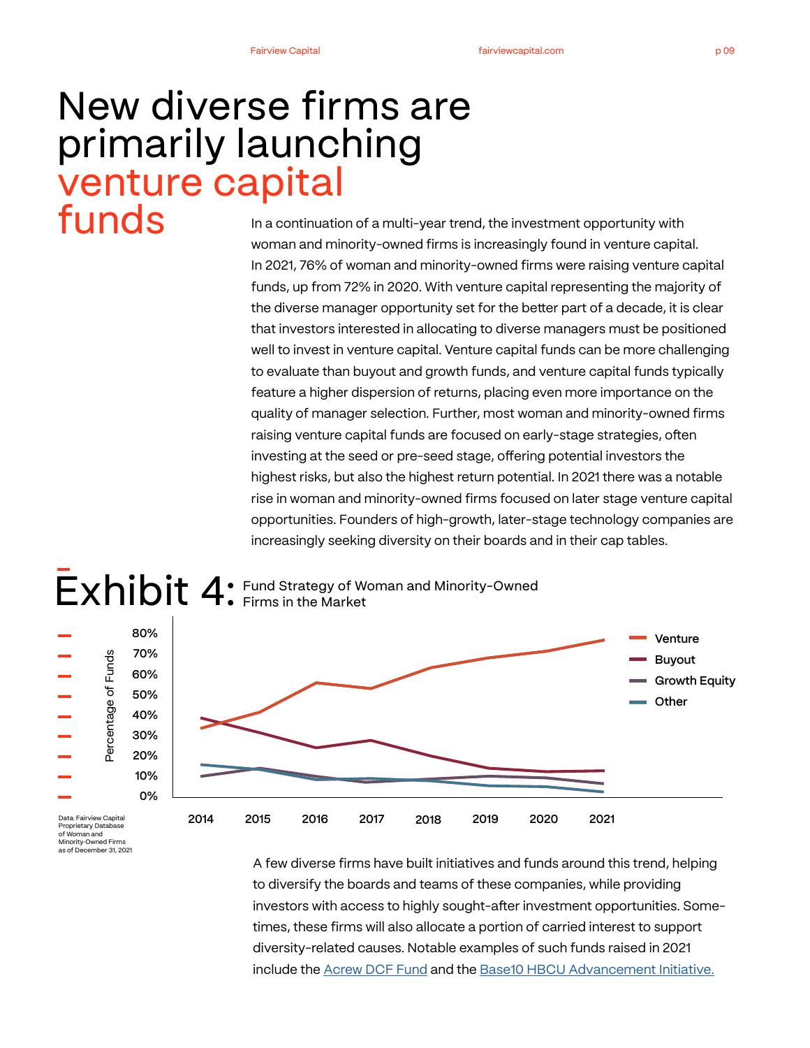# New diverse firms are primarily launching venture capital funds

In a continuation of a multi-year trend, the investment opportunity with woman and minority-owned firms is increasingly found in venture capital. In 2021, 76% of woman and minority-owned firms were raising venture capital funds, up from 72% in 2020. With venture capital representing the majority of the diverse manager opportunity set for the better part of a decade, it is clear that investors interested in allocating to diverse managers must be positioned well to invest in venture capital. Venture capital funds can be more challenging to evaluate than buyout and growth funds, and venture capital funds typically feature a higher dispersion of returns, placing even more importance on the quality of manager selection. Further, most woman and minority-owned firms raising venture capital funds are focused on early-stage strategies, often investing at the seed or pre-seed stage, offering potential investors the highest risks, but also the highest return potential. In 2021 there was a notable rise in woman and minority-owned firms focused on later stage venture capital opportunities. Founders of high-growth, later-stage technology companies are increasingly seeking diversity on their boards and in their cap tables.

## Exhibit 4: Fund Strategy of Woman and Minority-Owned Firms in the Market

Percentage of Funds (0%–80%); 2014–2021

Legend: Venture, Buyout, Growth Equity, Other

Data: Fairview Capital Proprietary Database of Woman and Minority-Owned Firms as of December 31, 2021

A few diverse firms have built initiatives and funds around this trend, helping to diversify the boards and teams of these companies, while providing investors with access to highly sought-after investment opportunities. Sometimes, these firms will also allocate a portion of carried interest to support diversity-related causes. Notable examples of such funds raised in 2021 include the Acrew DCF Fund and the Base10 HBCU Advancement Initiative.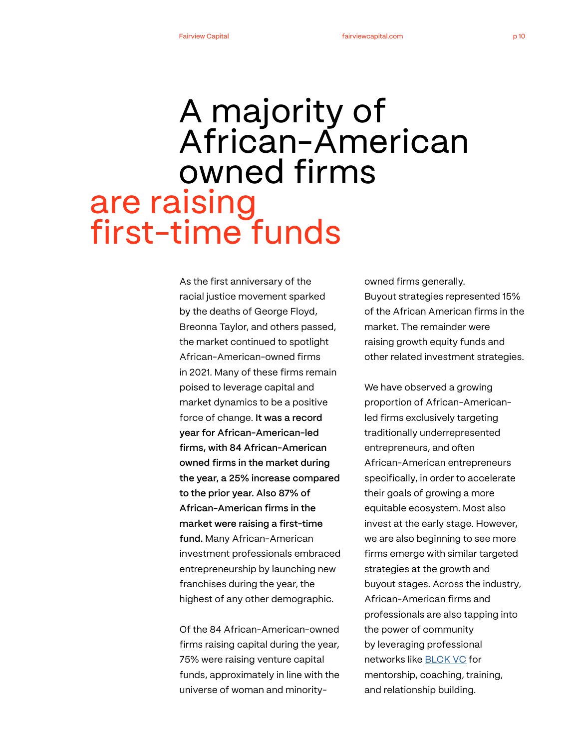# A majority of African-American owned firms are raising first-time funds

As the first anniversary of the racial justice movement sparked by the deaths of George Floyd, Breonna Taylor, and others passed, the market continued to spotlight African-American-owned firms in 2021. Many of these firms remain poised to leverage capital and market dynamics to be a positive force of change. **It was a record year for African-American-led firms, with 84 African-American owned firms in the market during the year, a 25% increase compared to the prior year. Also 87% of African-American firms in the market were raising a first-time fund.** Many African-American investment professionals embraced entrepreneurship by launching new franchises during the year, the highest of any other demographic.

Of the 84 African-American-owned firms raising capital during the year, 75% were raising venture capital funds, approximately in line with the universe of woman and minority-owned firms generally.
Buyout strategies represented 15% of the African American firms in the market. The remainder were raising growth equity funds and other related investment strategies.

We have observed a growing proportion of African-American-led firms exclusively targeting traditionally underrepresented entrepreneurs, and often African-American entrepreneurs specifically, in order to accelerate their goals of growing a more equitable ecosystem. Most also invest at the early stage. However, we are also beginning to see more firms emerge with similar targeted strategies at the growth and buyout stages. Across the industry, African-American firms and professionals are also tapping into the power of community by leveraging professional networks like [BLCK VC] for mentorship, coaching, training, and relationship building.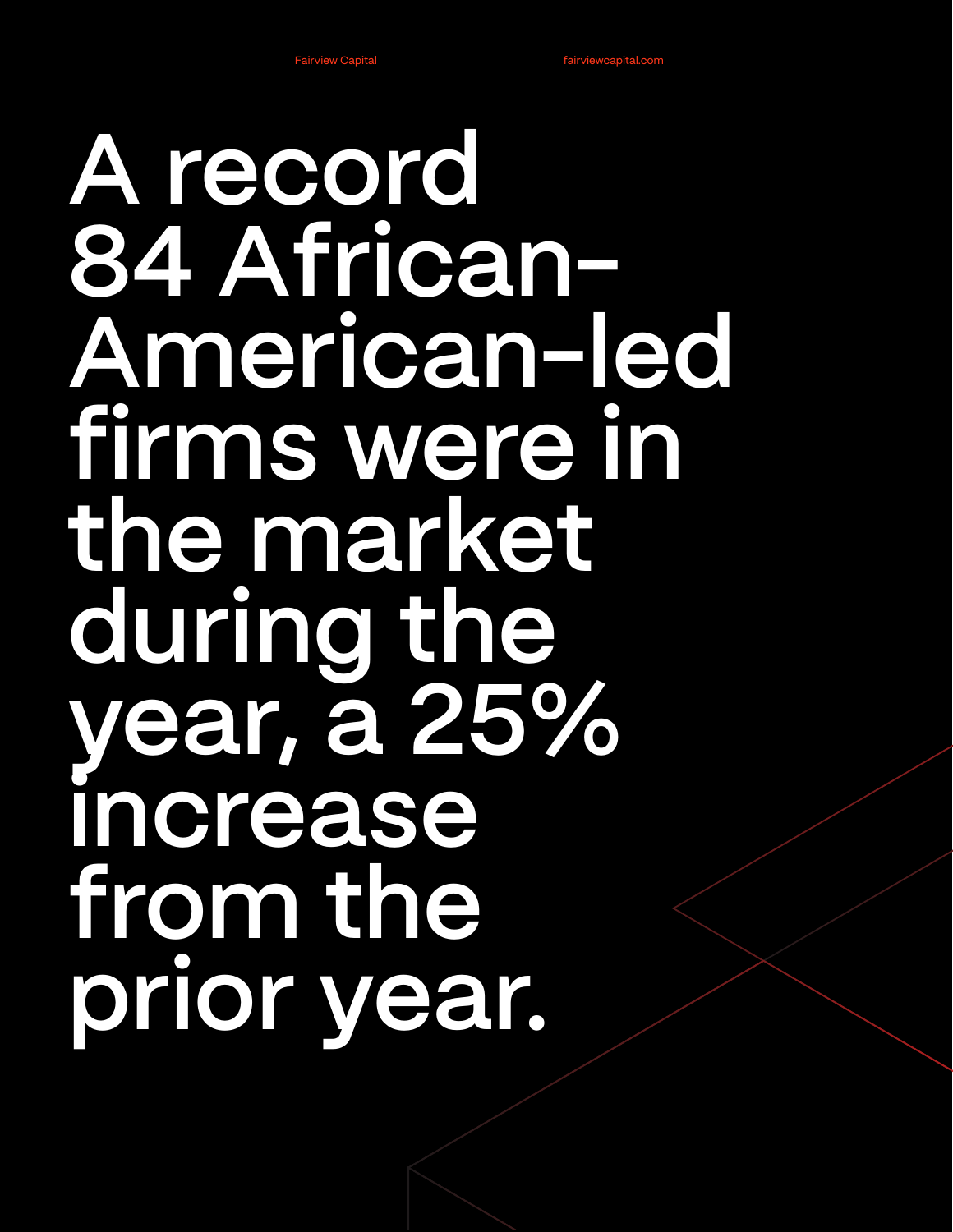# A record 84 African-American-led firms were in the market during the year, a 25% increase from the prior year.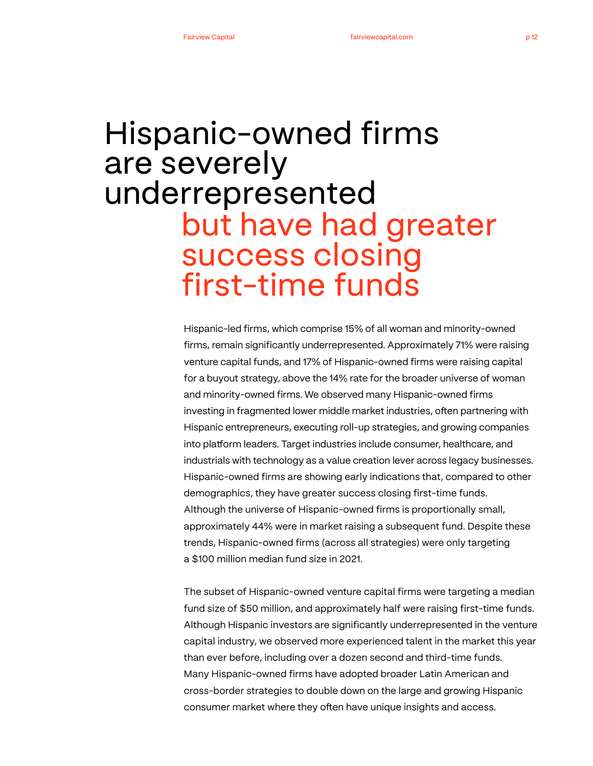# Hispanic-owned firms are severely underrepresented but have had greater success closing first-time funds

Hispanic-led firms, which comprise 15% of all woman and minority-owned firms, remain significantly underrepresented. Approximately 71% were raising venture capital funds, and 17% of Hispanic-owned firms were raising capital for a buyout strategy, above the 14% rate for the broader universe of woman and minority-owned firms. We observed many Hispanic-owned firms investing in fragmented lower middle market industries, often partnering with Hispanic entrepreneurs, executing roll-up strategies, and growing companies into platform leaders. Target industries include consumer, healthcare, and industrials with technology as a value creation lever across legacy businesses. Hispanic-owned firms are showing early indications that, compared to other demographics, they have greater success closing first-time funds. Although the universe of Hispanic-owned firms is proportionally small, approximately 44% were in market raising a subsequent fund. Despite these trends, Hispanic-owned firms (across all strategies) were only targeting a $100 million median fund size in 2021.

The subset of Hispanic-owned venture capital firms were targeting a median fund size of $50 million, and approximately half were raising first-time funds. Although Hispanic investors are significantly underrepresented in the venture capital industry, we observed more experienced talent in the market this year than ever before, including over a dozen second and third-time funds. Many Hispanic-owned firms have adopted broader Latin American and cross-border strategies to double down on the large and growing Hispanic consumer market where they often have unique insights and access.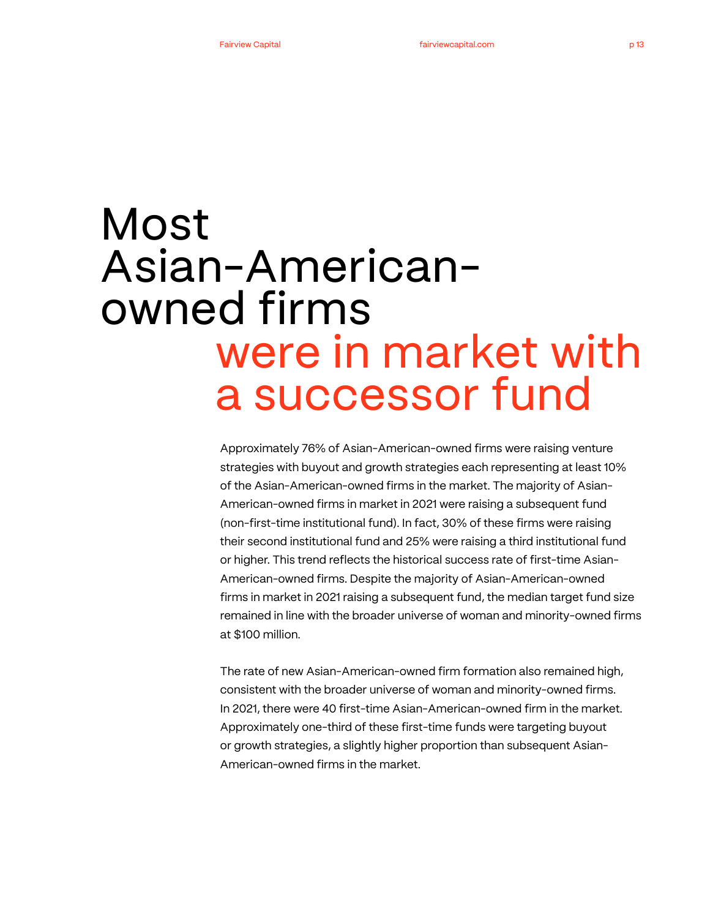# Most Asian-American-owned firms were in market with a successor fund

Approximately 76% of Asian-American-owned firms were raising venture strategies with buyout and growth strategies each representing at least 10% of the Asian-American-owned firms in the market. The majority of Asian-American-owned firms in market in 2021 were raising a subsequent fund (non-first-time institutional fund). In fact, 30% of these firms were raising their second institutional fund and 25% were raising a third institutional fund or higher. This trend reflects the historical success rate of first-time Asian-American-owned firms. Despite the majority of Asian-American-owned firms in market in 2021 raising a subsequent fund, the median target fund size remained in line with the broader universe of woman and minority-owned firms at $100 million.

The rate of new Asian-American-owned firm formation also remained high, consistent with the broader universe of woman and minority-owned firms. In 2021, there were 40 first-time Asian-American-owned firm in the market. Approximately one-third of these first-time funds were targeting buyout or growth strategies, a slightly higher proportion than subsequent Asian-American-owned firms in the market.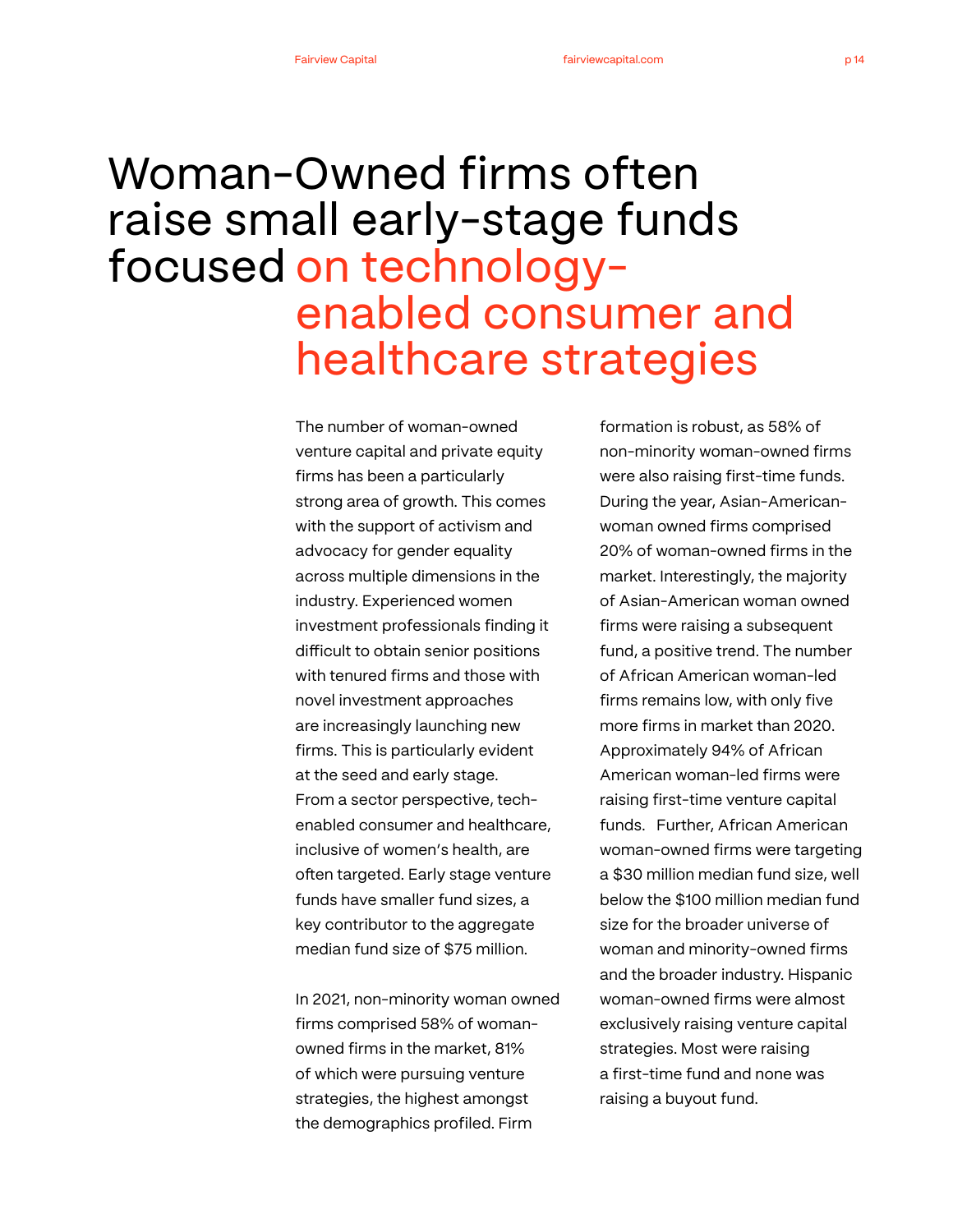# Woman-Owned firms often raise small early-stage funds focused on technology-enabled consumer and healthcare strategies

The number of woman-owned venture capital and private equity firms has been a particularly strong area of growth. This comes with the support of activism and advocacy for gender equality across multiple dimensions in the industry. Experienced women investment professionals finding it difficult to obtain senior positions with tenured firms and those with novel investment approaches are increasingly launching new firms. This is particularly evident at the seed and early stage. From a sector perspective, tech-enabled consumer and healthcare, inclusive of women's health, are often targeted. Early stage venture funds have smaller fund sizes, a key contributor to the aggregate median fund size of $75 million.

In 2021, non-minority woman owned firms comprised 58% of woman-owned firms in the market, 81% of which were pursuing venture strategies, the highest amongst the demographics profiled. Firm formation is robust, as 58% of non-minority woman-owned firms were also raising first-time funds. During the year, Asian-American-woman owned firms comprised 20% of woman-owned firms in the market. Interestingly, the majority of Asian-American woman owned firms were raising a subsequent fund, a positive trend. The number of African American woman-led firms remains low, with only five more firms in market than 2020. Approximately 94% of African American woman-led firms were raising first-time venture capital funds. Further, African American woman-owned firms were targeting a $30 million median fund size, well below the $100 million median fund size for the broader universe of woman and minority-owned firms and the broader industry. Hispanic woman-owned firms were almost exclusively raising venture capital strategies. Most were raising a first-time fund and none was raising a buyout fund.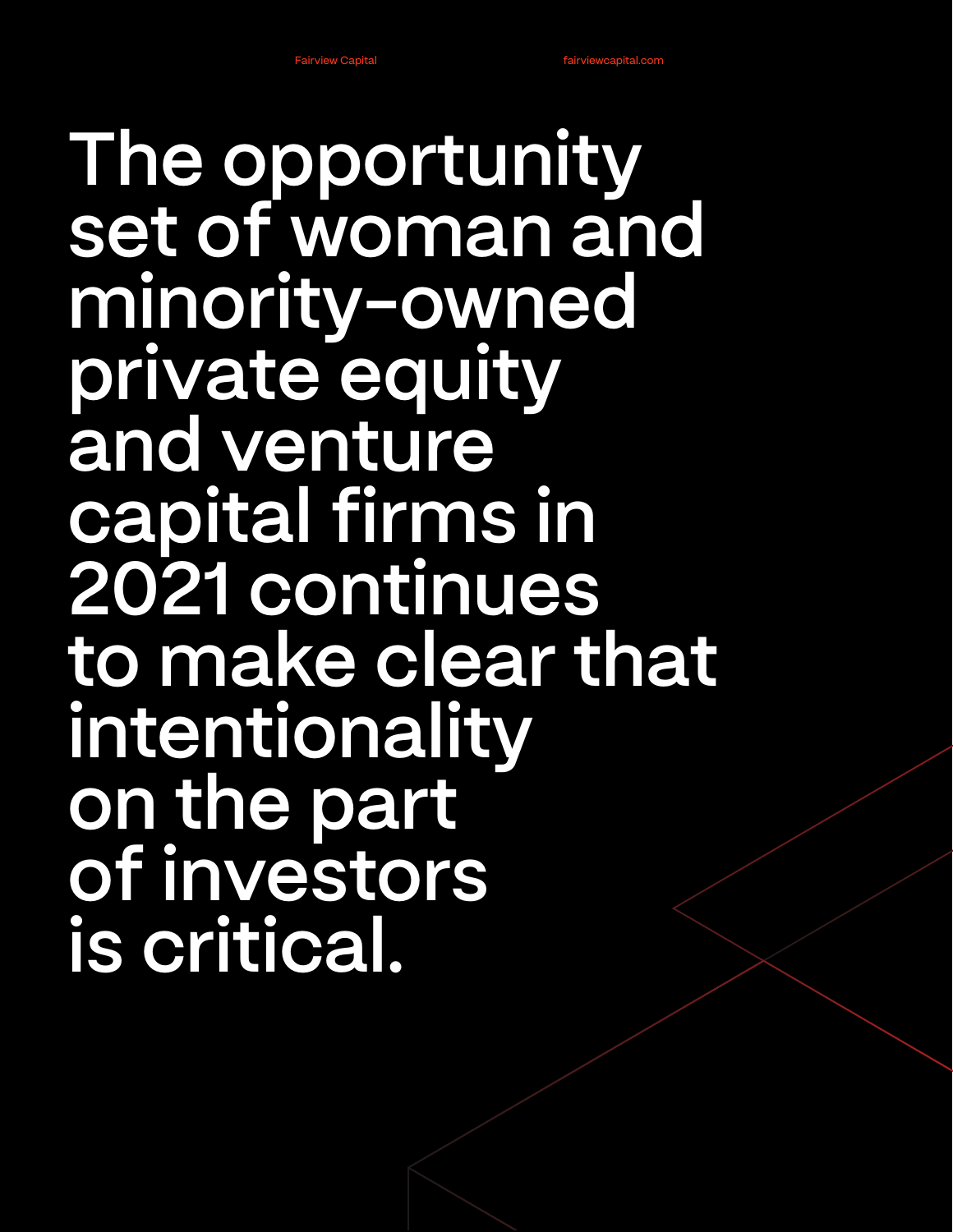# The opportunity set of woman and minority-owned private equity and venture capital firms in 2021 continues to make clear that intentionality on the part of investors is critical.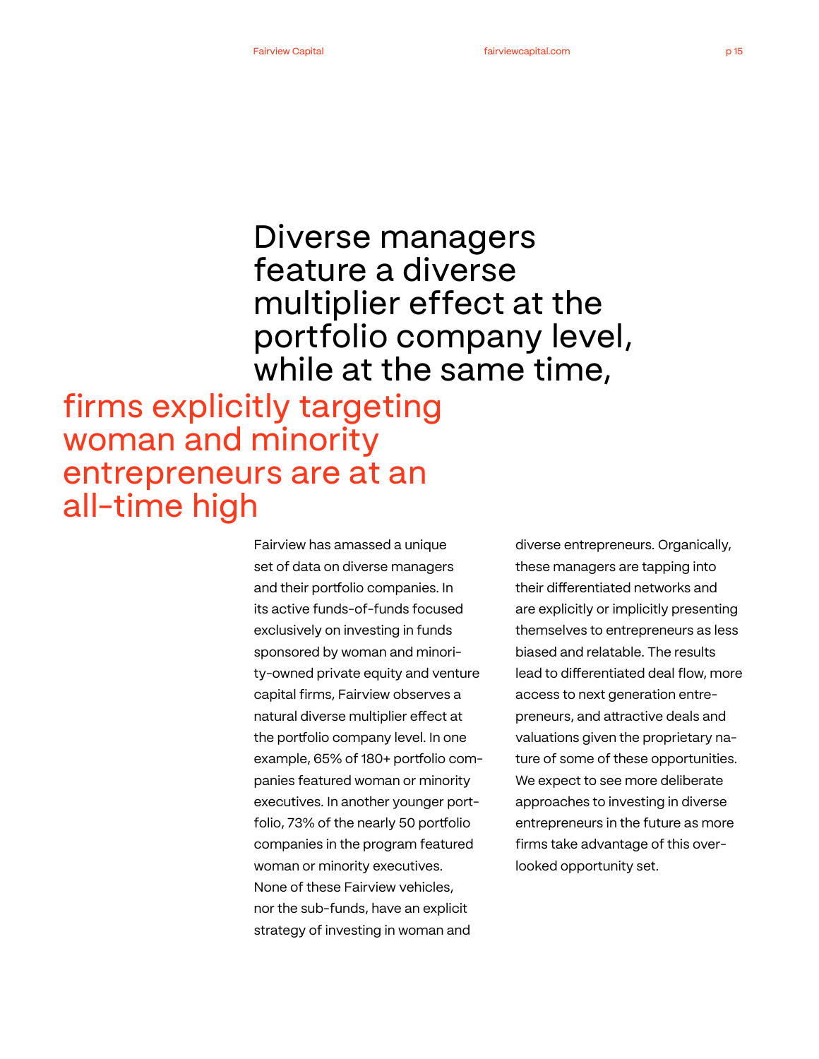# Diverse managers feature a diverse multiplier effect at the portfolio company level, while at the same time, firms explicitly targeting woman and minority entrepreneurs are at an all-time high

Fairview has amassed a unique set of data on diverse managers and their portfolio companies. In its active funds-of-funds focused exclusively on investing in funds sponsored by woman and minority-owned private equity and venture capital firms, Fairview observes a natural diverse multiplier effect at the portfolio company level. In one example, 65% of 180+ portfolio companies featured woman or minority executives. In another younger portfolio, 73% of the nearly 50 portfolio companies in the program featured woman or minority executives. None of these Fairview vehicles, nor the sub-funds, have an explicit strategy of investing in woman and diverse entrepreneurs. Organically, these managers are tapping into their differentiated networks and are explicitly or implicitly presenting themselves to entrepreneurs as less biased and relatable. The results lead to differentiated deal flow, more access to next generation entrepreneurs, and attractive deals and valuations given the proprietary nature of some of these opportunities. We expect to see more deliberate approaches to investing in diverse entrepreneurs in the future as more firms take advantage of this overlooked opportunity set.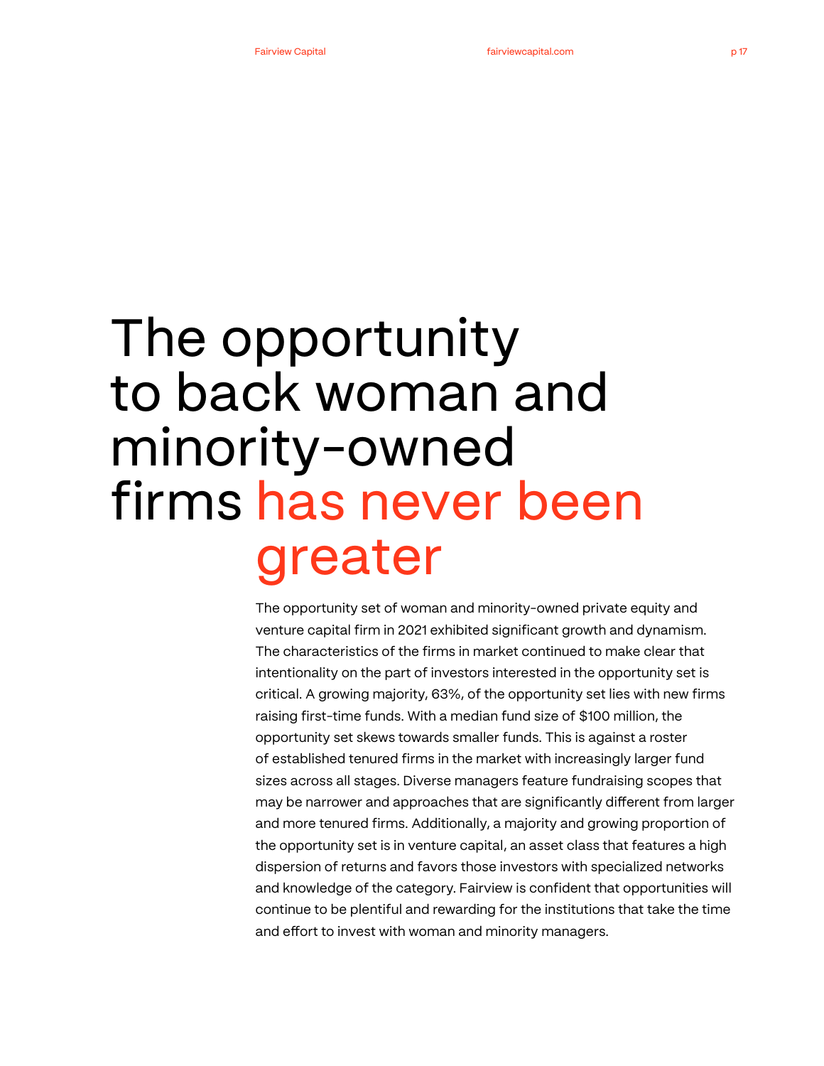# The opportunity to back woman and minority-owned firms has never been greater

The opportunity set of woman and minority-owned private equity and venture capital firm in 2021 exhibited significant growth and dynamism. The characteristics of the firms in market continued to make clear that intentionality on the part of investors interested in the opportunity set is critical. A growing majority, 63%, of the opportunity set lies with new firms raising first-time funds. With a median fund size of $100 million, the opportunity set skews towards smaller funds. This is against a roster of established tenured firms in the market with increasingly larger fund sizes across all stages. Diverse managers feature fundraising scopes that may be narrower and approaches that are significantly different from larger and more tenured firms. Additionally, a majority and growing proportion of the opportunity set is in venture capital, an asset class that features a high dispersion of returns and favors those investors with specialized networks and knowledge of the category. Fairview is confident that opportunities will continue to be plentiful and rewarding for the institutions that take the time and effort to invest with woman and minority managers.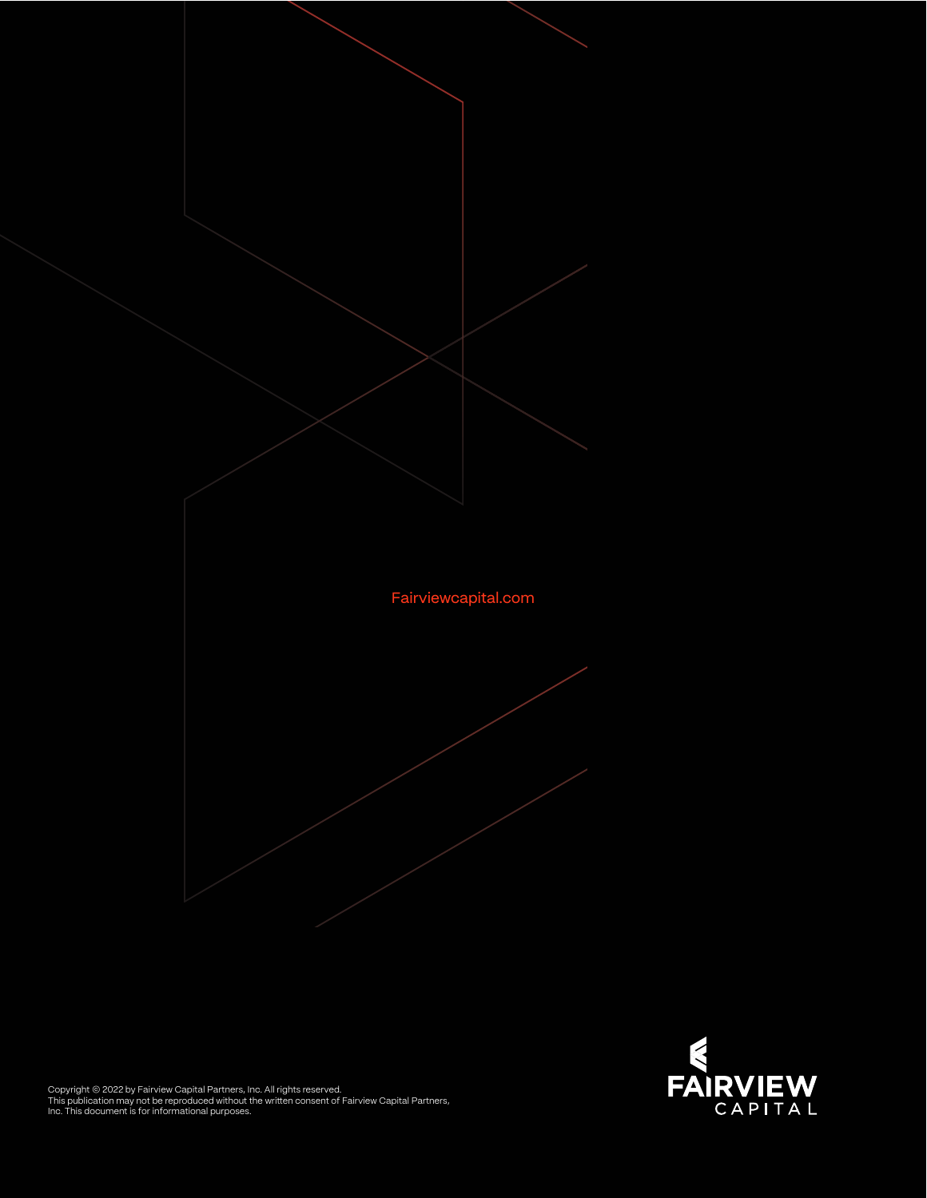Fairviewcapital.com

Copyright © 2022 by Fairview Capital Partners, Inc. All rights reserved.
This publication may not be reproduced without the written consent of Fairview Capital Partners, Inc. This document is for informational purposes.

FAIRVIEW
CAPITAL